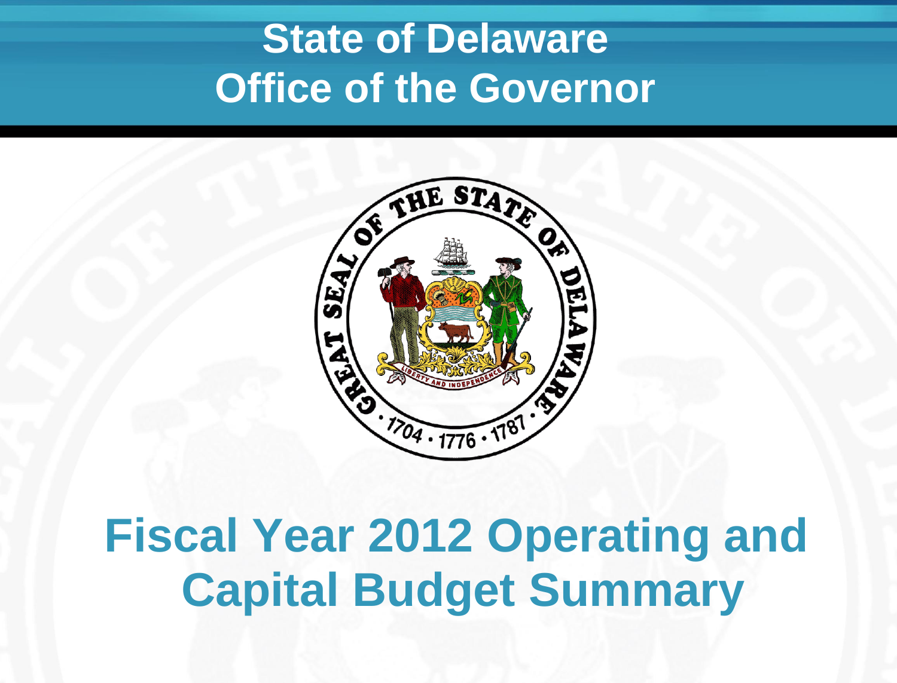# State of Delaware
# Office of the Governor

# Fiscal Year 2012 Operating and Capital Budget Summary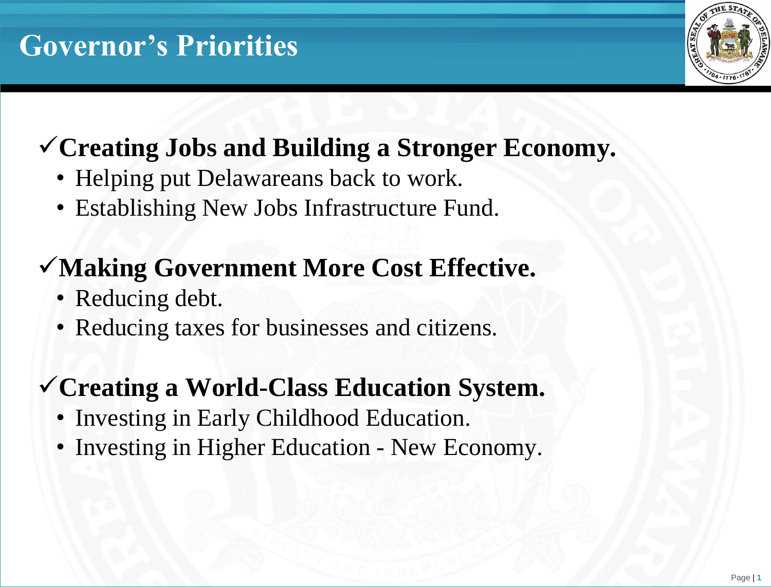# Governor's Priorities

✓**Creating Jobs and Building a Stronger Economy.**
- Helping put Delawareans back to work.
- Establishing New Jobs Infrastructure Fund.

✓**Making Government More Cost Effective.**
- Reducing debt.
- Reducing taxes for businesses and citizens.

✓**Creating a World-Class Education System.**
- Investing in Early Childhood Education.
- Investing in Higher Education - New Economy.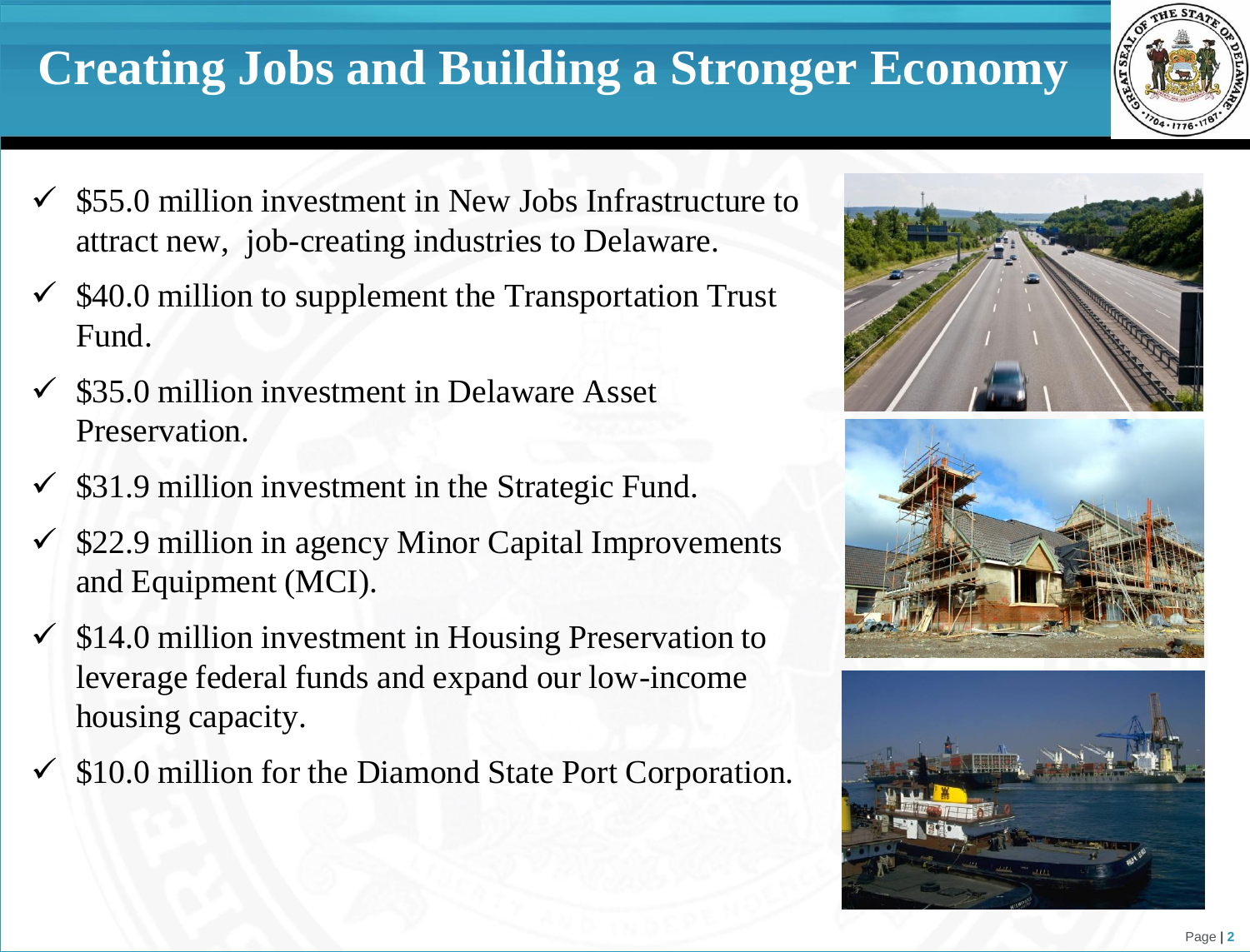# Creating Jobs and Building a Stronger Economy

- ✓ $55.0 million investment in New Jobs Infrastructure to attract new, job-creating industries to Delaware.
- ✓ $40.0 million to supplement the Transportation Trust Fund.
- ✓ $35.0 million investment in Delaware Asset Preservation.
- ✓ $31.9 million investment in the Strategic Fund.
- ✓ $22.9 million in agency Minor Capital Improvements and Equipment (MCI).
- ✓ $14.0 million investment in Housing Preservation to leverage federal funds and expand our low-income housing capacity.
- ✓ $10.0 million for the Diamond State Port Corporation.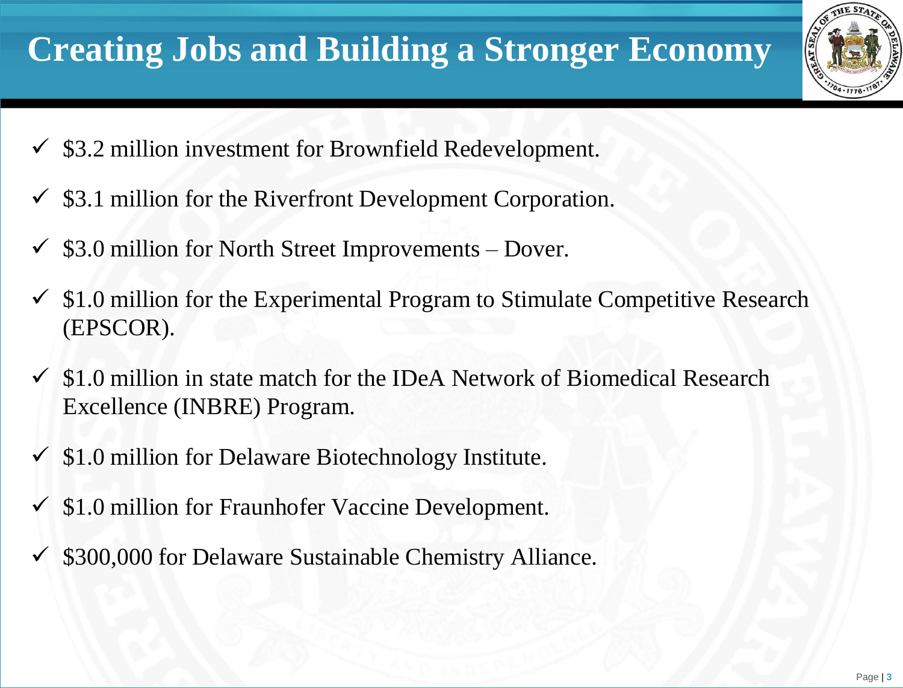# Creating Jobs and Building a Stronger Economy

- ✓ $3.2 million investment for Brownfield Redevelopment.
- ✓ $3.1 million for the Riverfront Development Corporation.
- ✓ $3.0 million for North Street Improvements – Dover.
- ✓ $1.0 million for the Experimental Program to Stimulate Competitive Research (EPSCOR).
- ✓ $1.0 million in state match for the IDeA Network of Biomedical Research Excellence (INBRE) Program.
- ✓ $1.0 million for Delaware Biotechnology Institute.
- ✓ $1.0 million for Fraunhofer Vaccine Development.
- ✓ $300,000 for Delaware Sustainable Chemistry Alliance.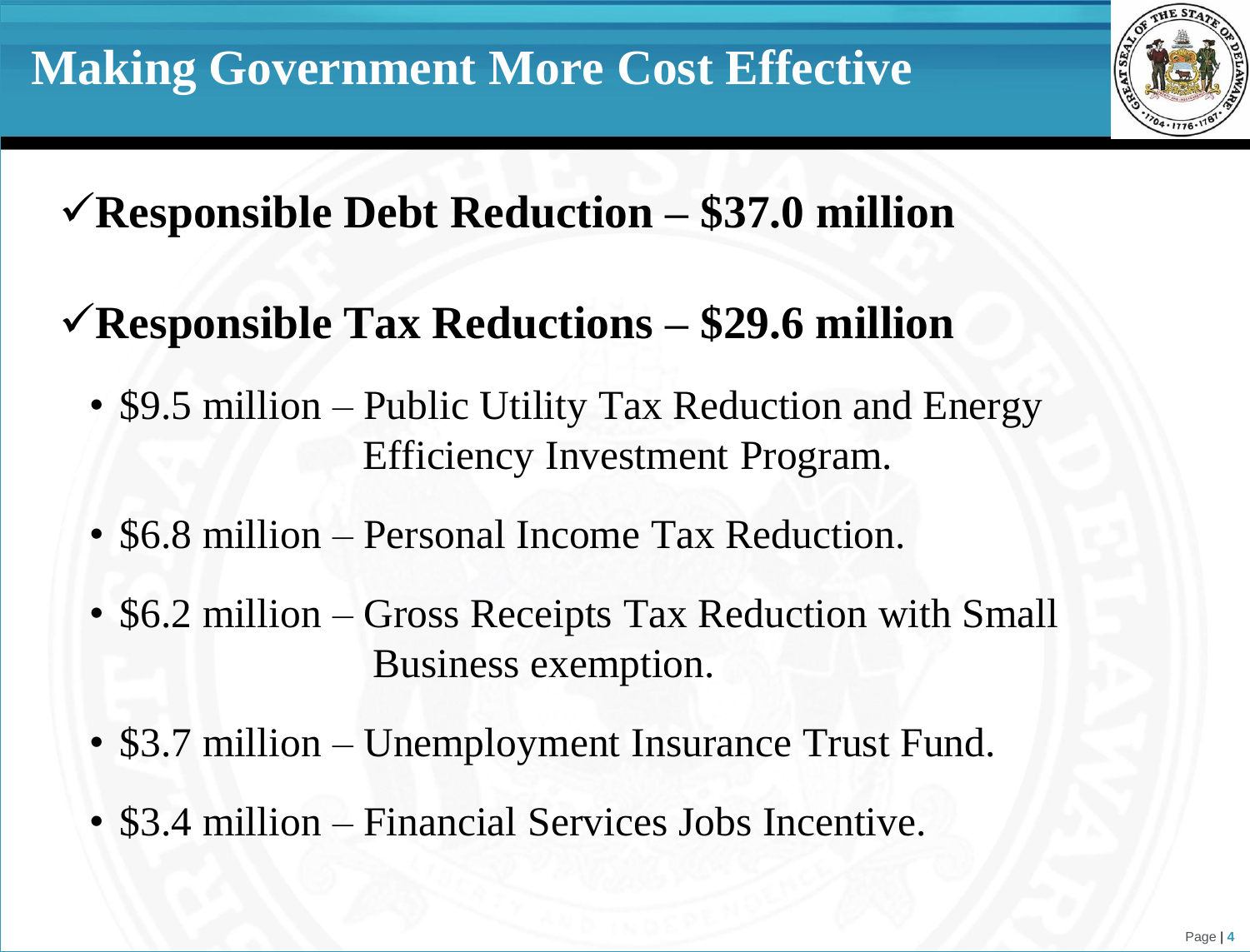# Making Government More Cost Effective

## ✓Responsible Debt Reduction – $37.0 million

## ✓Responsible Tax Reductions – $29.6 million

- $9.5 million – Public Utility Tax Reduction and Energy Efficiency Investment Program.
- $6.8 million – Personal Income Tax Reduction.
- $6.2 million – Gross Receipts Tax Reduction with Small Business exemption.
- $3.7 million – Unemployment Insurance Trust Fund.
- $3.4 million – Financial Services Jobs Incentive.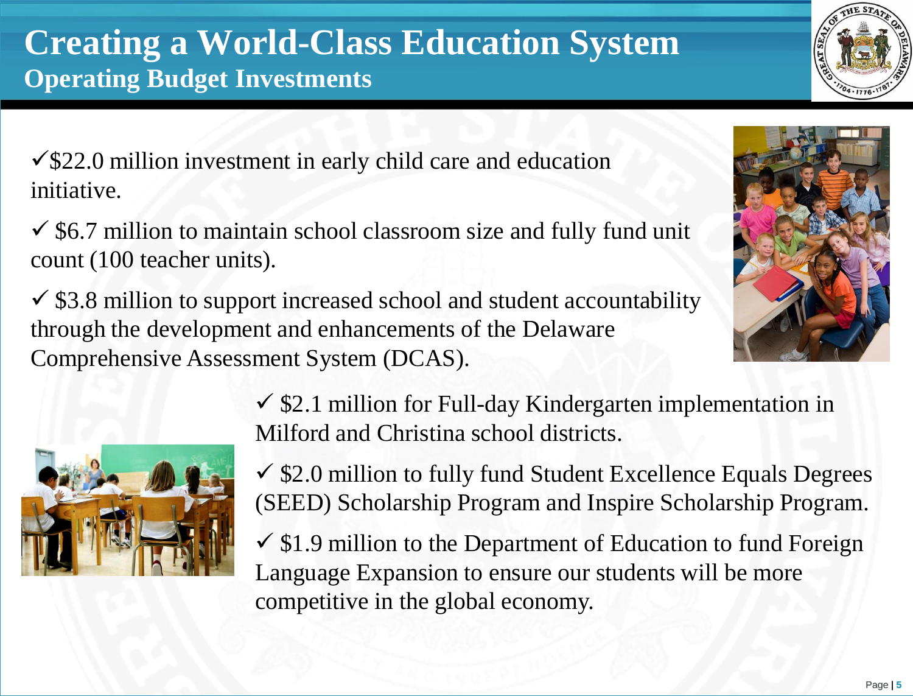# Creating a World-Class Education System

## Operating Budget Investments

- ✓ $22.0 million investment in early child care and education initiative.
- ✓ $6.7 million to maintain school classroom size and fully fund unit count (100 teacher units).
- ✓ $3.8 million to support increased school and student accountability through the development and enhancements of the Delaware Comprehensive Assessment System (DCAS).
- ✓ $2.1 million for Full-day Kindergarten implementation in Milford and Christina school districts.
- ✓ $2.0 million to fully fund Student Excellence Equals Degrees (SEED) Scholarship Program and Inspire Scholarship Program.
- ✓ $1.9 million to the Department of Education to fund Foreign Language Expansion to ensure our students will be more competitive in the global economy.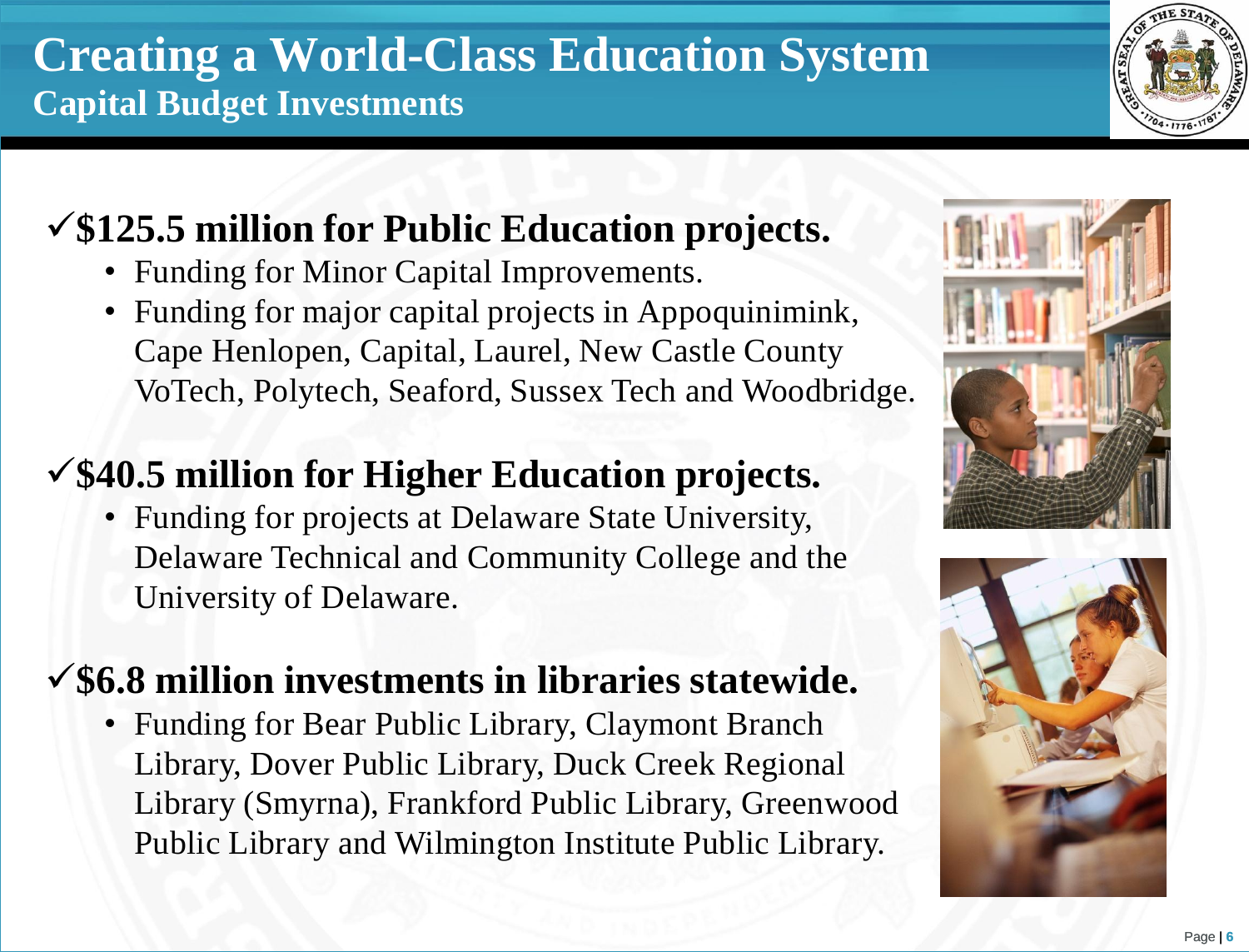# Creating a World-Class Education System

## Capital Budget Investments

### ✓$125.5 million for Public Education projects.

- Funding for Minor Capital Improvements.
- Funding for major capital projects in Appoquinimink, Cape Henlopen, Capital, Laurel, New Castle County VoTech, Polytech, Seaford, Sussex Tech and Woodbridge.

### ✓$40.5 million for Higher Education projects.

- Funding for projects at Delaware State University, Delaware Technical and Community College and the University of Delaware.

### ✓$6.8 million investments in libraries statewide.

- Funding for Bear Public Library, Claymont Branch Library, Dover Public Library, Duck Creek Regional Library (Smyrna), Frankford Public Library, Greenwood Public Library and Wilmington Institute Public Library.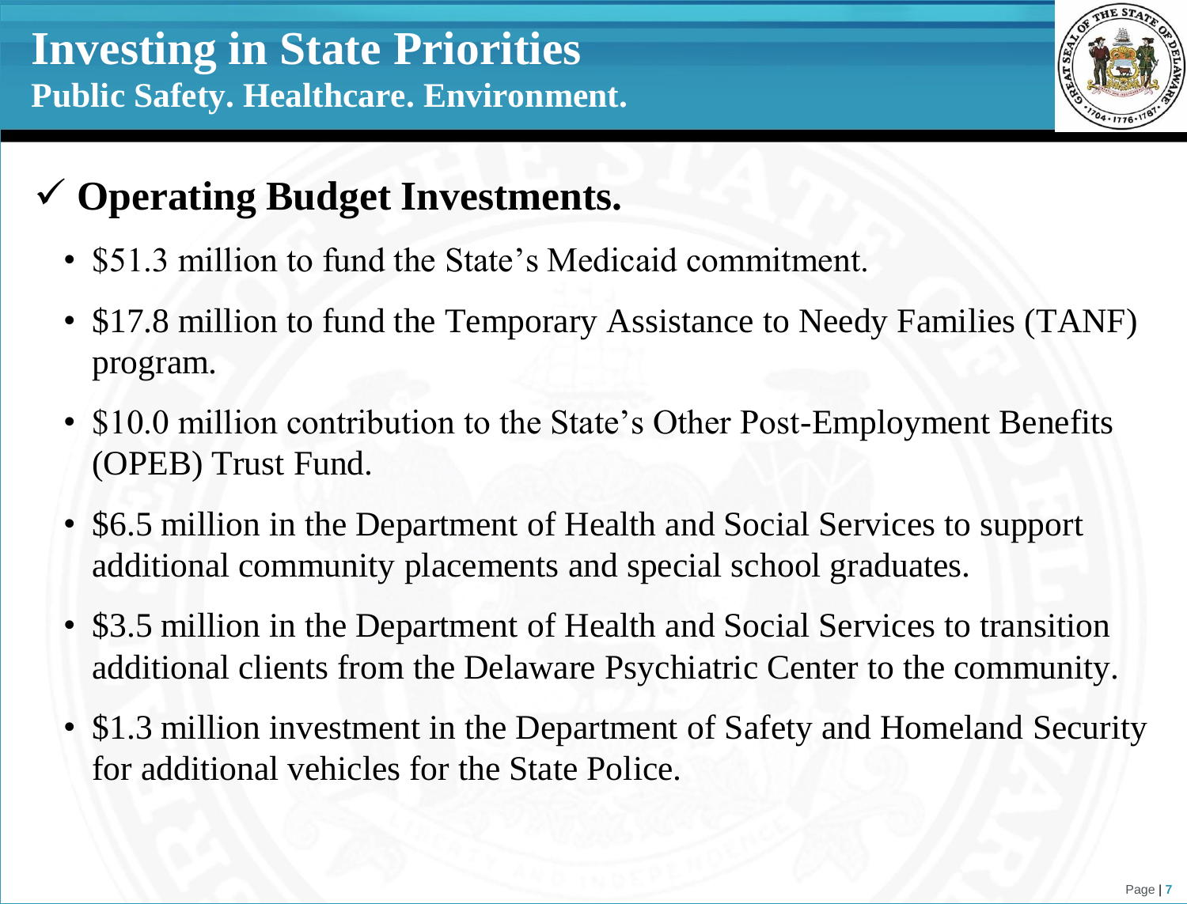# Investing in State Priorities

## Public Safety. Healthcare. Environment.

### ✓ Operating Budget Investments.

- $51.3 million to fund the State's Medicaid commitment.
- $17.8 million to fund the Temporary Assistance to Needy Families (TANF) program.
- $10.0 million contribution to the State's Other Post-Employment Benefits (OPEB) Trust Fund.
- $6.5 million in the Department of Health and Social Services to support additional community placements and special school graduates.
- $3.5 million in the Department of Health and Social Services to transition additional clients from the Delaware Psychiatric Center to the community.
- $1.3 million investment in the Department of Safety and Homeland Security for additional vehicles for the State Police.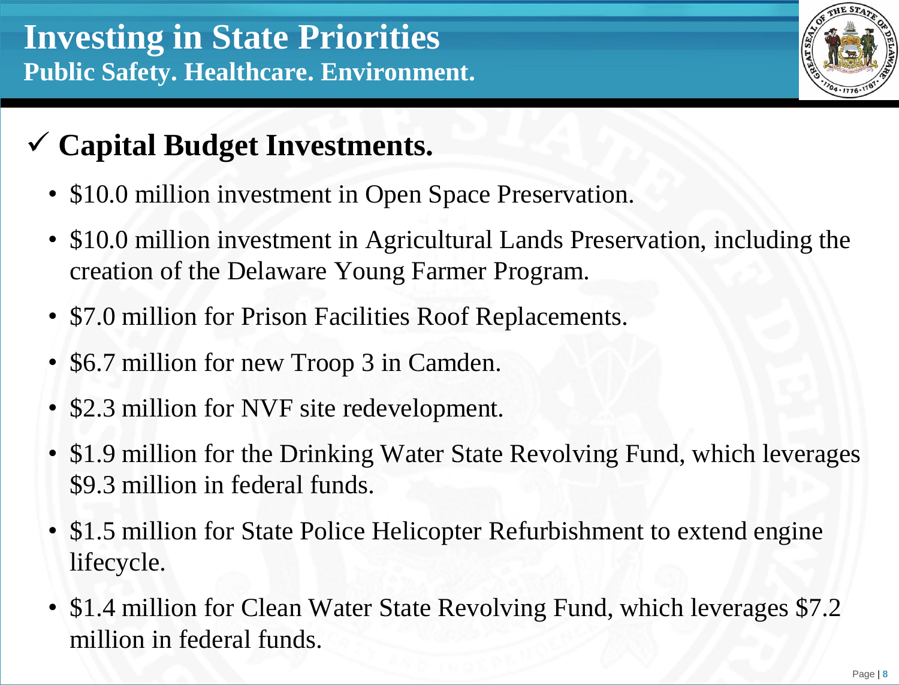# Investing in State Priorities

## Public Safety. Healthcare. Environment.

### ✓ Capital Budget Investments.

- $10.0 million investment in Open Space Preservation.
- $10.0 million investment in Agricultural Lands Preservation, including the creation of the Delaware Young Farmer Program.
- $7.0 million for Prison Facilities Roof Replacements.
- $6.7 million for new Troop 3 in Camden.
- $2.3 million for NVF site redevelopment.
- $1.9 million for the Drinking Water State Revolving Fund, which leverages $9.3 million in federal funds.
- $1.5 million for State Police Helicopter Refurbishment to extend engine lifecycle.
- $1.4 million for Clean Water State Revolving Fund, which leverages $7.2 million in federal funds.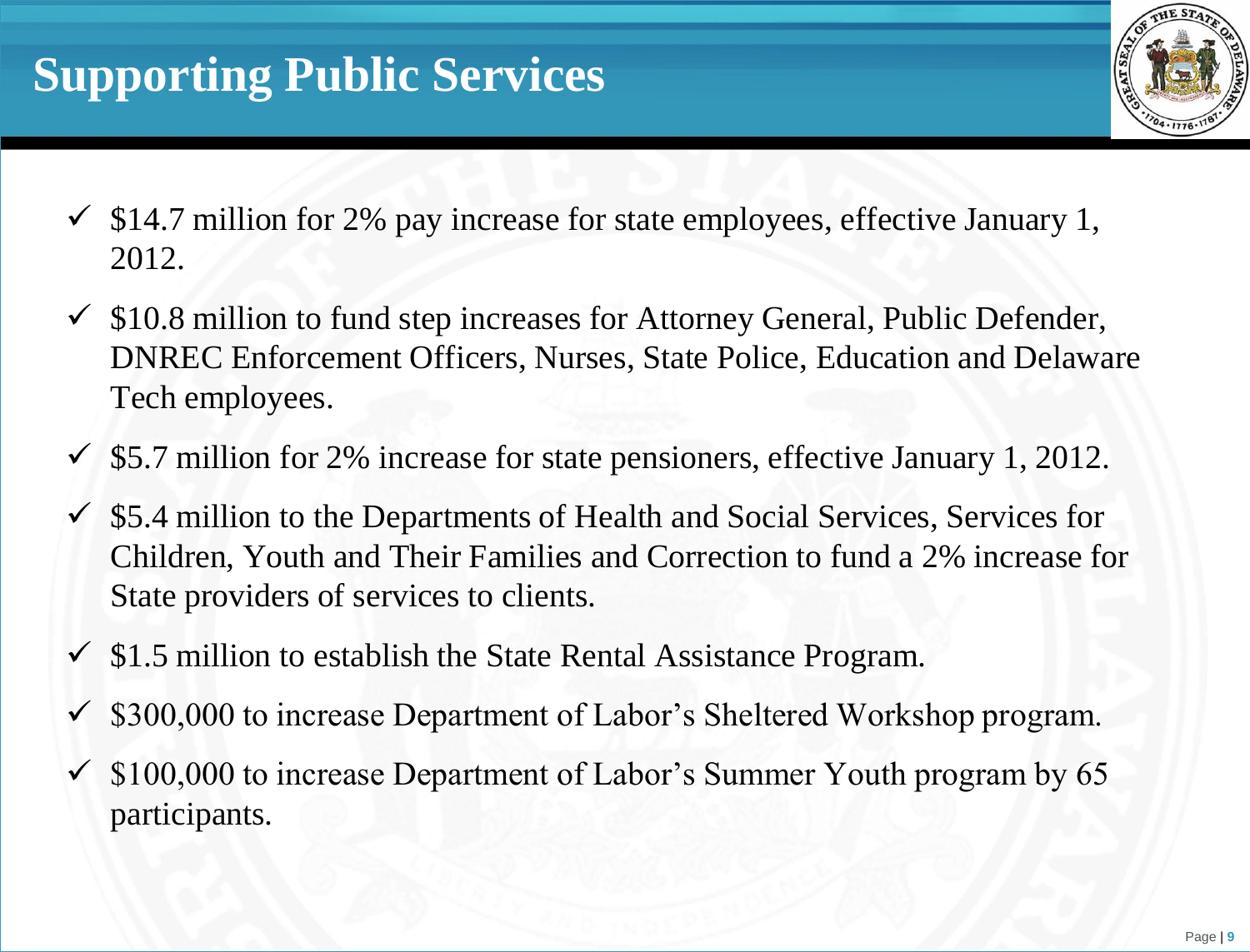# Supporting Public Services

- ✓ $14.7 million for 2% pay increase for state employees, effective January 1, 2012.
- ✓ $10.8 million to fund step increases for Attorney General, Public Defender, DNREC Enforcement Officers, Nurses, State Police, Education and Delaware Tech employees.
- ✓ $5.7 million for 2% increase for state pensioners, effective January 1, 2012.
- ✓ $5.4 million to the Departments of Health and Social Services, Services for Children, Youth and Their Families and Correction to fund a 2% increase for State providers of services to clients.
- ✓ $1.5 million to establish the State Rental Assistance Program.
- ✓ $300,000 to increase Department of Labor’s Sheltered Workshop program.
- ✓ $100,000 to increase Department of Labor’s Summer Youth program by 65 participants.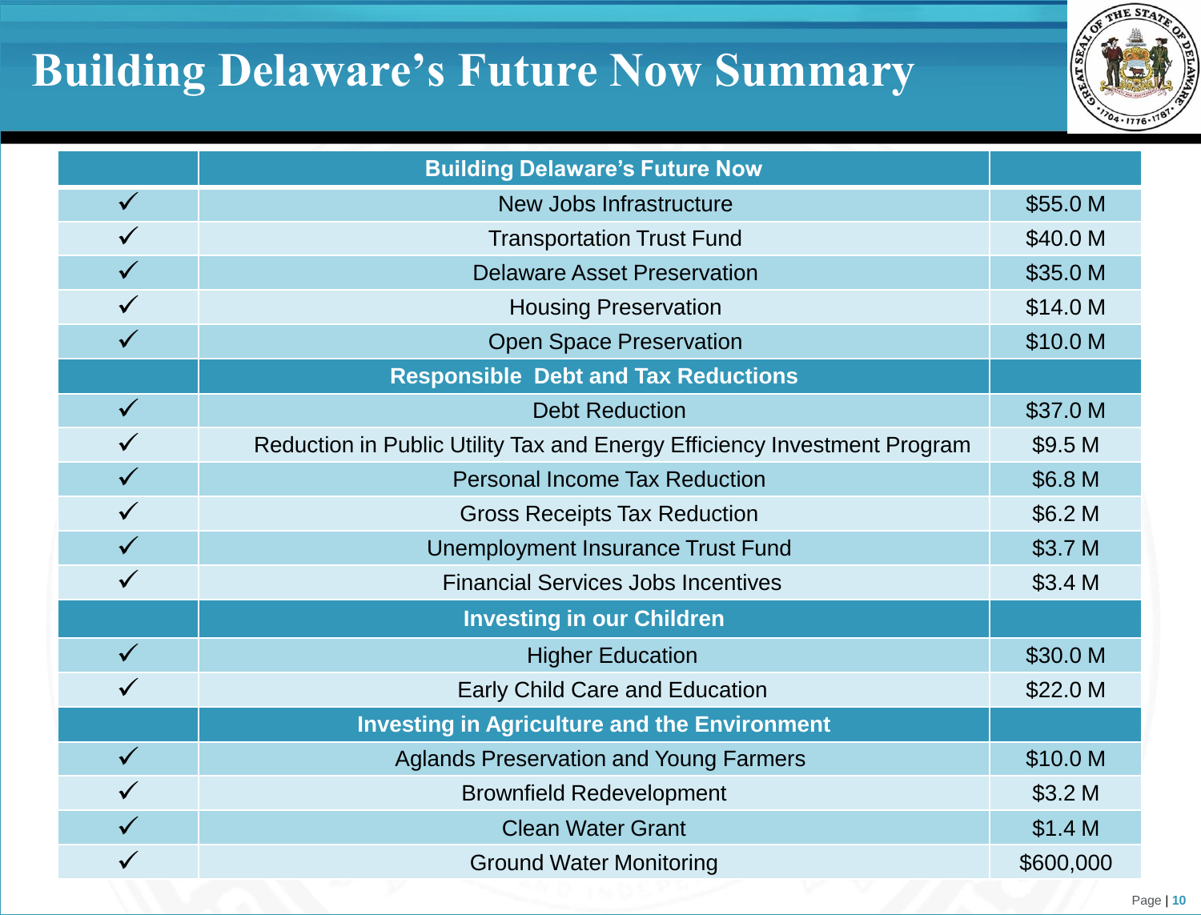# Building Delaware's Future Now Summary

| | Building Delaware's Future Now | |
|---|---|---|
| ✓ | New Jobs Infrastructure | $55.0 M |
| ✓ | Transportation Trust Fund | $40.0 M |
| ✓ | Delaware Asset Preservation | $35.0 M |
| ✓ | Housing Preservation | $14.0 M |
| ✓ | Open Space Preservation | $10.0 M |
| | **Responsible Debt and Tax Reductions** | |
| ✓ | Debt Reduction | $37.0 M |
| ✓ | Reduction in Public Utility Tax and Energy Efficiency Investment Program | $9.5 M |
| ✓ | Personal Income Tax Reduction | $6.8 M |
| ✓ | Gross Receipts Tax Reduction | $6.2 M |
| ✓ | Unemployment Insurance Trust Fund | $3.7 M |
| ✓ | Financial Services Jobs Incentives | $3.4 M |
| | **Investing in our Children** | |
| ✓ | Higher Education | $30.0 M |
| ✓ | Early Child Care and Education | $22.0 M |
| | **Investing in Agriculture and the Environment** | |
| ✓ | Aglands Preservation and Young Farmers | $10.0 M |
| ✓ | Brownfield Redevelopment | $3.2 M |
| ✓ | Clean Water Grant | $1.4 M |
| ✓ | Ground Water Monitoring | $600,000 |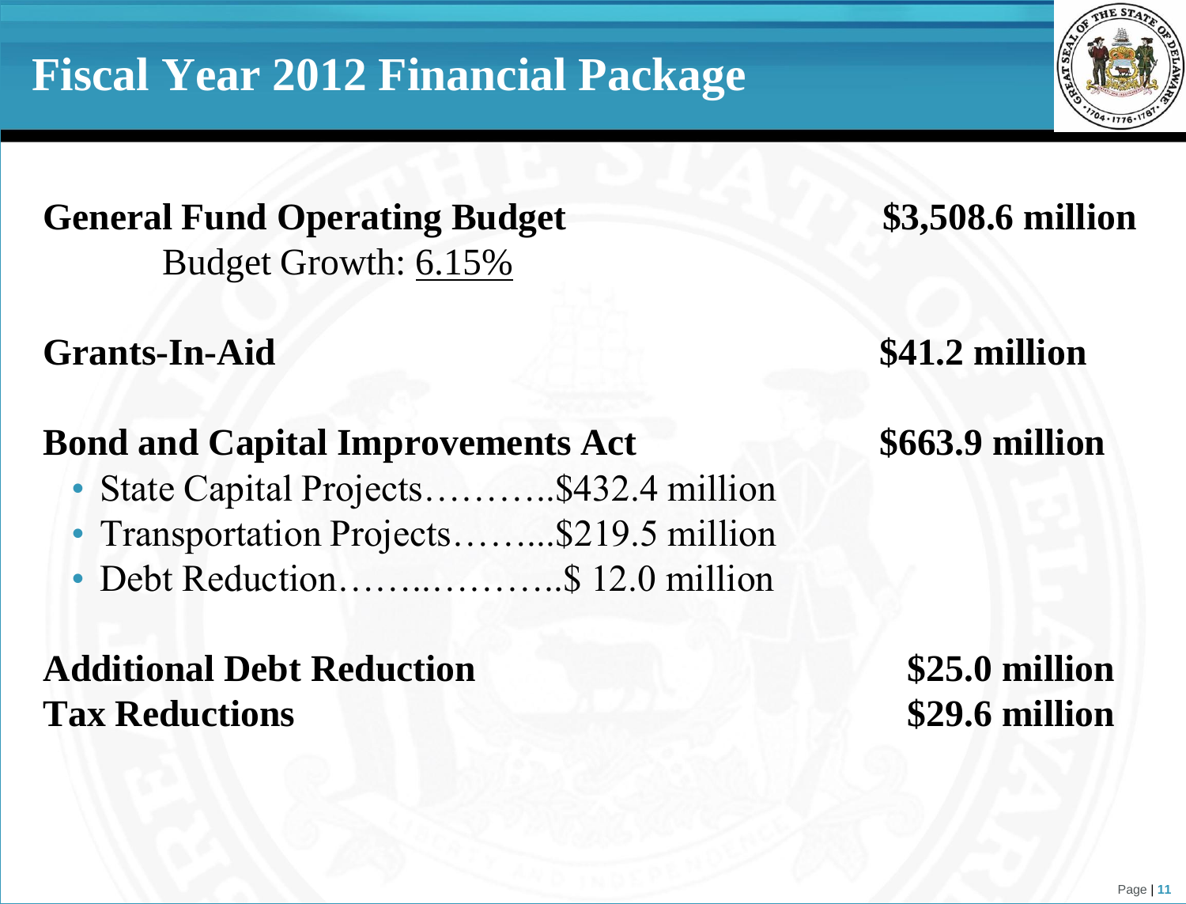# Fiscal Year 2012 Financial Package

**General Fund Operating Budget** **$3,508.6 million**

Budget Growth: 6.15%

**Grants-In-Aid** **$41.2 million**

**Bond and Capital Improvements Act** **$663.9 million**

- State Capital Projects………..$432.4 million
- Transportation Projects……...$219.5 million
- Debt Reduction……..………..$ 12.0 million

**Additional Debt Reduction** **$25.0 million**

**Tax Reductions** **$29.6 million**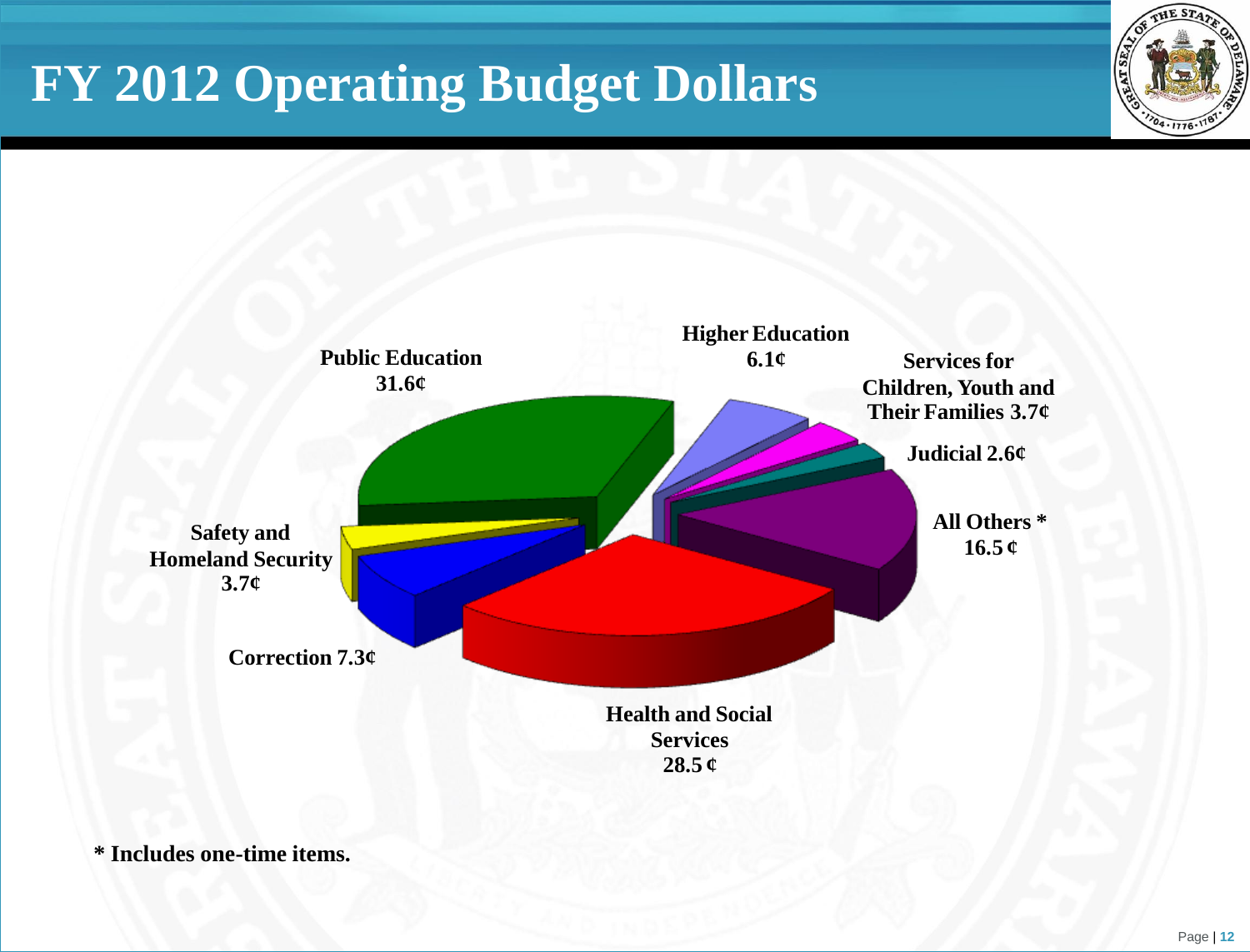# FY 2012 Operating Budget Dollars

Public Education
31.6¢

Higher Education
6.1¢

Services for
Children, Youth and
Their Families 3.7¢

Judicial 2.6¢

All Others *
16.5 ¢

Safety and
Homeland Security
3.7¢

Correction 7.3¢

Health and Social
Services
28.5 ¢

**\* Includes one-time items.**